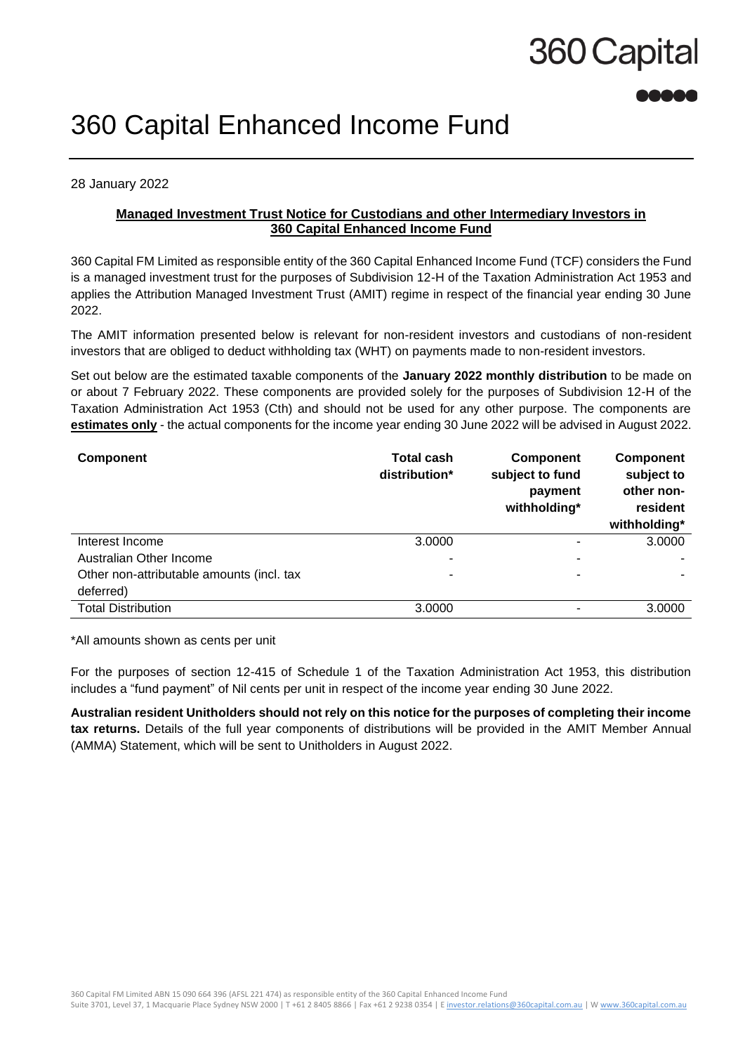360 Capital

# 360 Capital Enhanced Income Fund

28 January 2022

**Managed Investment Trust Notice for Custodians and other Intermediary Investors in 360 Capital Enhanced Income Fund**

360 Capital FM Limited as responsible entity of the 360 Capital Enhanced Income Fund (TCF) considers the Fund is a managed investment trust for the purposes of Subdivision 12-H of the Taxation Administration Act 1953 and applies the Attribution Managed Investment Trust (AMIT) regime in respect of the financial year ending 30 June 2022.

The AMIT information presented below is relevant for non-resident investors and custodians of non-resident investors that are obliged to deduct withholding tax (WHT) on payments made to non-resident investors.

Set out below are the estimated taxable components of the **January 2022 monthly distribution** to be made on or about 7 February 2022. These components are provided solely for the purposes of Subdivision 12-H of the Taxation Administration Act 1953 (Cth) and should not be used for any other purpose. The components are **estimates only** - the actual components for the income year ending 30 June 2022 will be advised in August 2022.

| Component | Total cash distribution* | Component subject to fund payment withholding* | Component subject to other non-resident withholding* |
|---|---|---|---|
| Interest Income | 3.0000 | - | 3.0000 |
| Australian Other Income | - | - | - |
| Other non-attributable amounts (incl. tax deferred) | - | - | - |
| Total Distribution | 3.0000 | - | 3.0000 |

*All amounts shown as cents per unit

For the purposes of section 12-415 of Schedule 1 of the Taxation Administration Act 1953, this distribution includes a "fund payment" of Nil cents per unit in respect of the income year ending 30 June 2022.

**Australian resident Unitholders should not rely on this notice for the purposes of completing their income tax returns.** Details of the full year components of distributions will be provided in the AMIT Member Annual (AMMA) Statement, which will be sent to Unitholders in August 2022.

360 Capital FM Limited ABN 15 090 664 396 (AFSL 221 474) as responsible entity of the 360 Capital Enhanced Income Fund
Suite 3701, Level 37, 1 Macquarie Place Sydney NSW 2000 | T +61 2 8405 8866 | Fax +61 2 9238 0354 | E investor.relations@360capital.com.au | W www.360capital.com.au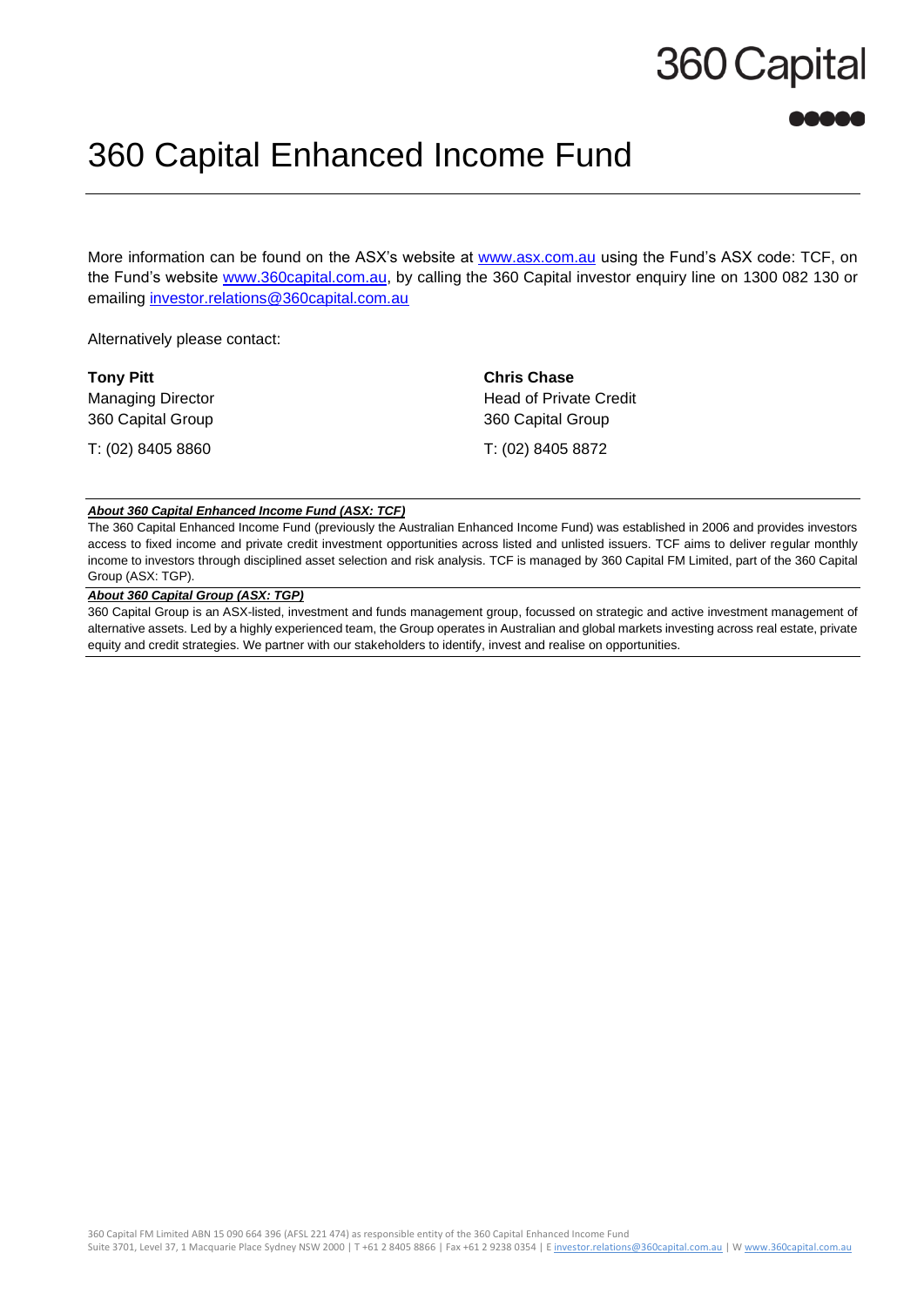# 360 Capital Enhanced Income Fund

More information can be found on the ASX's website at [www.asx.com.au](http://www.asx.com.au) using the Fund's ASX code: TCF, on the Fund's website [www.360capital.com.au](http://www.360capital.com.au), by calling the 360 Capital investor enquiry line on 1300 082 130 or emailing [investor.relations@360capital.com.au](mailto:investor.relations@360capital.com.au)

Alternatively please contact:

**Tony Pitt**
Managing Director
360 Capital Group

T: (02) 8405 8860

**Chris Chase**
Head of Private Credit
360 Capital Group

T: (02) 8405 8872

***About 360 Capital Enhanced Income Fund (ASX: TCF)***

The 360 Capital Enhanced Income Fund (previously the Australian Enhanced Income Fund) was established in 2006 and provides investors access to fixed income and private credit investment opportunities across listed and unlisted issuers. TCF aims to deliver regular monthly income to investors through disciplined asset selection and risk analysis. TCF is managed by 360 Capital FM Limited, part of the 360 Capital Group (ASX: TGP).

***About 360 Capital Group (ASX: TGP)***

360 Capital Group is an ASX-listed, investment and funds management group, focussed on strategic and active investment management of alternative assets. Led by a highly experienced team, the Group operates in Australian and global markets investing across real estate, private equity and credit strategies. We partner with our stakeholders to identify, invest and realise on opportunities.

360 Capital FM Limited ABN 15 090 664 396 (AFSL 221 474) as responsible entity of the 360 Capital Enhanced Income Fund
Suite 3701, Level 37, 1 Macquarie Place Sydney NSW 2000 | T +61 2 8405 8866 | Fax +61 2 9238 0354 | E [investor.relations@360capital.com.au](mailto:investor.relations@360capital.com.au) | W [www.360capital.com.au](http://www.360capital.com.au)